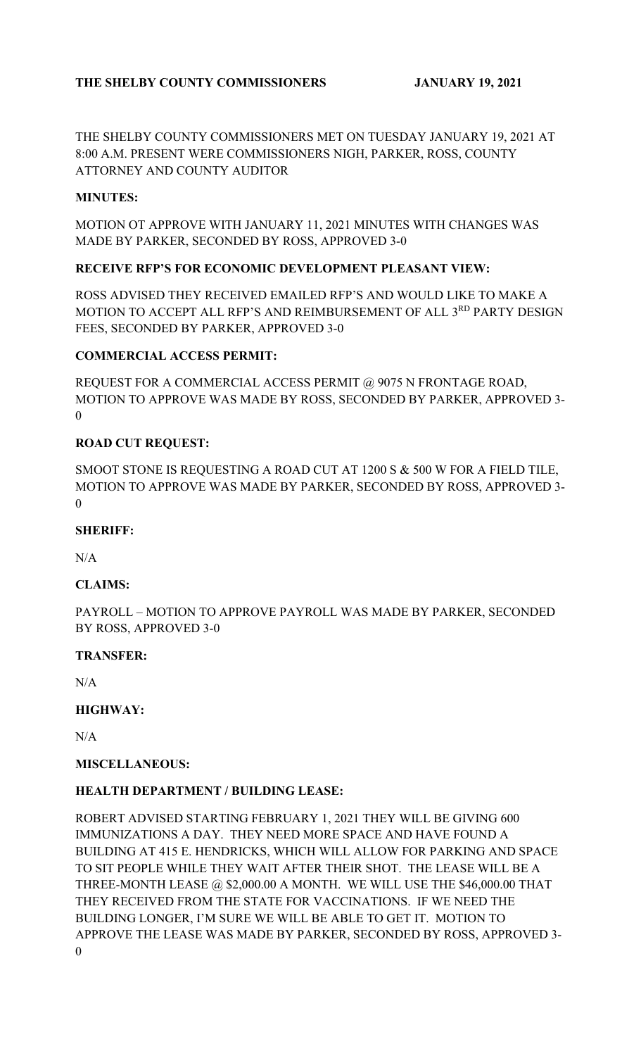**THE SHELBY COUNTY COMMISSIONERS JANUARY 19, 2021**

THE SHELBY COUNTY COMMISSIONERS MET ON TUESDAY JANUARY 19, 2021 AT 8:00 A.M. PRESENT WERE COMMISSIONERS NIGH, PARKER, ROSS, COUNTY ATTORNEY AND COUNTY AUDITOR

**MINUTES:**

MOTION OT APPROVE WITH JANUARY 11, 2021 MINUTES WITH CHANGES WAS MADE BY PARKER, SECONDED BY ROSS, APPROVED 3-0

**RECEIVE RFP'S FOR ECONOMIC DEVELOPMENT PLEASANT VIEW:**

ROSS ADVISED THEY RECEIVED EMAILED RFP'S AND WOULD LIKE TO MAKE A MOTION TO ACCEPT ALL RFP'S AND REIMBURSEMENT OF ALL 3RD PARTY DESIGN FEES, SECONDED BY PARKER, APPROVED 3-0

**COMMERCIAL ACCESS PERMIT:**

REQUEST FOR A COMMERCIAL ACCESS PERMIT @ 9075 N FRONTAGE ROAD, MOTION TO APPROVE WAS MADE BY ROSS, SECONDED BY PARKER, APPROVED 3-0

**ROAD CUT REQUEST:**

SMOOT STONE IS REQUESTING A ROAD CUT AT 1200 S & 500 W FOR A FIELD TILE, MOTION TO APPROVE WAS MADE BY PARKER, SECONDED BY ROSS, APPROVED 3-0

**SHERIFF:**

N/A

**CLAIMS:**

PAYROLL – MOTION TO APPROVE PAYROLL WAS MADE BY PARKER, SECONDED BY ROSS, APPROVED 3-0

**TRANSFER:**

N/A

**HIGHWAY:**

N/A

**MISCELLANEOUS:**

**HEALTH DEPARTMENT / BUILDING LEASE:**

ROBERT ADVISED STARTING FEBRUARY 1, 2021 THEY WILL BE GIVING 600 IMMUNIZATIONS A DAY. THEY NEED MORE SPACE AND HAVE FOUND A BUILDING AT 415 E. HENDRICKS, WHICH WILL ALLOW FOR PARKING AND SPACE TO SIT PEOPLE WHILE THEY WAIT AFTER THEIR SHOT. THE LEASE WILL BE A THREE-MONTH LEASE @ $2,000.00 A MONTH. WE WILL USE THE $46,000.00 THAT THEY RECEIVED FROM THE STATE FOR VACCINATIONS. IF WE NEED THE BUILDING LONGER, I'M SURE WE WILL BE ABLE TO GET IT. MOTION TO APPROVE THE LEASE WAS MADE BY PARKER, SECONDED BY ROSS, APPROVED 3-0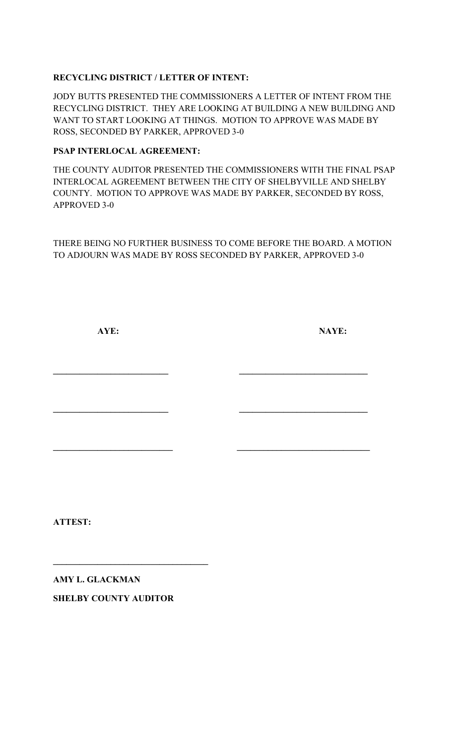**RECYCLING DISTRICT / LETTER OF INTENT:**

JODY BUTTS PRESENTED THE COMMISSIONERS A LETTER OF INTENT FROM THE RECYCLING DISTRICT. THEY ARE LOOKING AT BUILDING A NEW BUILDING AND WANT TO START LOOKING AT THINGS. MOTION TO APPROVE WAS MADE BY ROSS, SECONDED BY PARKER, APPROVED 3-0

**PSAP INTERLOCAL AGREEMENT:**

THE COUNTY AUDITOR PRESENTED THE COMMISSIONERS WITH THE FINAL PSAP INTERLOCAL AGREEMENT BETWEEN THE CITY OF SHELBYVILLE AND SHELBY COUNTY. MOTION TO APPROVE WAS MADE BY PARKER, SECONDED BY ROSS, APPROVED 3-0

THERE BEING NO FURTHER BUSINESS TO COME BEFORE THE BOARD. A MOTION TO ADJOURN WAS MADE BY ROSS SECONDED BY PARKER, APPROVED 3-0

| **AYE:** | **NAYE:** |
| --- | --- |
| ________________________ | ________________________ |
| ________________________ | ________________________ |
| ________________________ | ________________________ |

**ATTEST:**

________________________________

**AMY L. GLACKMAN**

**SHELBY COUNTY AUDITOR**